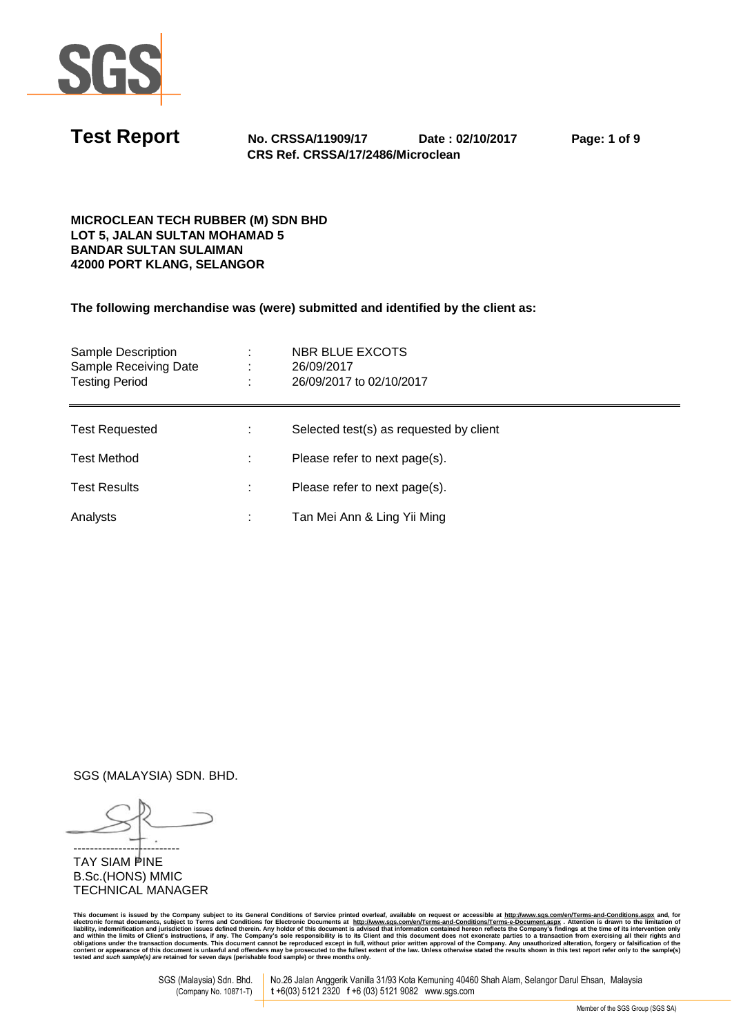# Test Report

**No. CRSSA/11909/17** **Date : 02/10/2017**
**CRS Ref. CRSSA/17/2486/Microclean**

**MICROCLEAN TECH RUBBER (M) SDN BHD**
**LOT 5, JALAN SULTAN MOHAMAD 5**
**BANDAR SULTAN SULAIMAN**
**42000 PORT KLANG, SELANGOR**

**The following merchandise was (were) submitted and identified by the client as:**

| | | |
|---|---|---|
| Sample Description | : | NBR BLUE EXCOTS |
| Sample Receiving Date | : | 26/09/2017 |
| Testing Period | : | 26/09/2017 to 02/10/2017 |

| | | |
|---|---|---|
| Test Requested | : | Selected test(s) as requested by client |
| Test Method | : | Please refer to next page(s). |
| Test Results | : | Please refer to next page(s). |
| Analysts | : | Tan Mei Ann & Ling Yii Ming |

SGS (MALAYSIA) SDN. BHD.

---------------------------
TAY SIAM PINE
B.Sc.(HONS) MMIC
TECHNICAL MANAGER

**This document is issued by the Company subject to its General Conditions of Service printed overleaf, available on request or accessible at http://www.sgs.com/en/Terms-and-Conditions.aspx and, for electronic format documents, subject to Terms and Conditions for Electronic Documents at http://www.sgs.com/en/Terms-and-Conditions/Terms-e-Document.aspx . Attention is drawn to the limitation of liability, indemnification and jurisdiction issues defined therein. Any holder of this document is advised that information contained hereon reflects the Company's findings at the time of its intervention only and within the limits of Client's instructions, if any. The Company's sole responsibility is to its Client and this document does not exonerate parties to a transaction from exercising all their rights and obligations under the transaction documents. This document cannot be reproduced except in full, without prior written approval of the Company. Any unauthorized alteration, forgery or falsification of the content or appearance of this document is unlawful and offenders may be prosecuted to the fullest extent of the law. Unless otherwise stated the results shown in this test report refer only to the sample(s) tested *and such sample(s) are* retained for seven days (perishable food sample) or three months only.**

SGS (Malaysia) Sdn. Bhd. (Company No. 10871-T) | No.26 Jalan Anggerik Vanilla 31/93 Kota Kemuning 40460 Shah Alam, Selangor Darul Ehsan, Malaysia **t** +6(03) 5121 2320 **f** +6 (03) 5121 9082 www.sgs.com

Member of the SGS Group (SGS SA)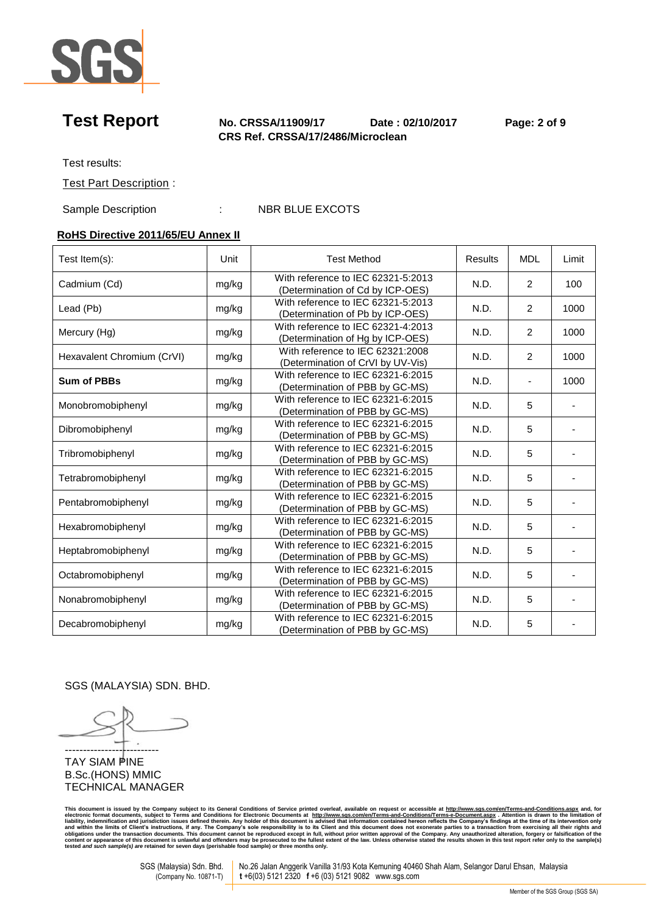# Test Report

**No. CRSSA/11909/17** **Date : 02/10/2017**
**CRS Ref. CRSSA/17/2486/Microclean**

Test results:

Test Part Description :

Sample Description : NBR BLUE EXCOTS

**RoHS Directive 2011/65/EU Annex II**

| Test Item(s): | Unit | Test Method | Results | MDL | Limit |
|---|---|---|---|---|---|
| Cadmium (Cd) | mg/kg | With reference to IEC 62321-5:2013 (Determination of Cd by ICP-OES) | N.D. | 2 | 100 |
| Lead (Pb) | mg/kg | With reference to IEC 62321-5:2013 (Determination of Pb by ICP-OES) | N.D. | 2 | 1000 |
| Mercury (Hg) | mg/kg | With reference to IEC 62321-4:2013 (Determination of Hg by ICP-OES) | N.D. | 2 | 1000 |
| Hexavalent Chromium (CrVI) | mg/kg | With reference to IEC 62321:2008 (Determination of CrVI by UV-Vis) | N.D. | 2 | 1000 |
| **Sum of PBBs** | mg/kg | With reference to IEC 62321-6:2015 (Determination of PBB by GC-MS) | N.D. | - | 1000 |
| Monobromobiphenyl | mg/kg | With reference to IEC 62321-6:2015 (Determination of PBB by GC-MS) | N.D. | 5 | - |
| Dibromobiphenyl | mg/kg | With reference to IEC 62321-6:2015 (Determination of PBB by GC-MS) | N.D. | 5 | - |
| Tribromobiphenyl | mg/kg | With reference to IEC 62321-6:2015 (Determination of PBB by GC-MS) | N.D. | 5 | - |
| Tetrabromobiphenyl | mg/kg | With reference to IEC 62321-6:2015 (Determination of PBB by GC-MS) | N.D. | 5 | - |
| Pentabromobiphenyl | mg/kg | With reference to IEC 62321-6:2015 (Determination of PBB by GC-MS) | N.D. | 5 | - |
| Hexabromobiphenyl | mg/kg | With reference to IEC 62321-6:2015 (Determination of PBB by GC-MS) | N.D. | 5 | - |
| Heptabromobiphenyl | mg/kg | With reference to IEC 62321-6:2015 (Determination of PBB by GC-MS) | N.D. | 5 | - |
| Octabromobiphenyl | mg/kg | With reference to IEC 62321-6:2015 (Determination of PBB by GC-MS) | N.D. | 5 | - |
| Nonabromobiphenyl | mg/kg | With reference to IEC 62321-6:2015 (Determination of PBB by GC-MS) | N.D. | 5 | - |
| Decabromobiphenyl | mg/kg | With reference to IEC 62321-6:2015 (Determination of PBB by GC-MS) | N.D. | 5 | - |

SGS (MALAYSIA) SDN. BHD.

TAY SIAM PINE
B.Sc.(HONS) MMIC
TECHNICAL MANAGER

This document is issued by the Company subject to its General Conditions of Service printed overleaf, available on request or accessible at http://www.sgs.com/en/Terms-and-Conditions.aspx and, for electronic format documents, subject to Terms and Conditions for Electronic Documents at http://www.sgs.com/en/Terms-and-Conditions/Terms-e-Document.aspx . Attention is drawn to the limitation of liability, indemnification and jurisdiction issues defined therein. Any holder of this document is advised that information contained hereon reflects the Company's findings at the time of its intervention only and within the limits of Client's instructions, if any. The Company's sole responsibility is to its Client and this document does not exonerate parties to a transaction from exercising all their rights and obligations under the transaction documents. This document cannot be reproduced except in full, without prior written approval of the Company. Any unauthorized alteration, forgery or falsification of the content or appearance of this document is unlawful and offenders may be prosecuted to the fullest extent of the law. Unless otherwise stated the results shown in this test report refer only to the sample(s) tested *and such sample(s) are* retained for seven days (perishable food sample) or three months only.

SGS (Malaysia) Sdn. Bhd. (Company No. 10871-T) | No.26 Jalan Anggerik Vanilla 31/93 Kota Kemuning 40460 Shah Alam, Selangor Darul Ehsan, Malaysia **t** +6(03) 5121 2320 **f** +6 (03) 5121 9082 www.sgs.com

Member of the SGS Group (SGS SA)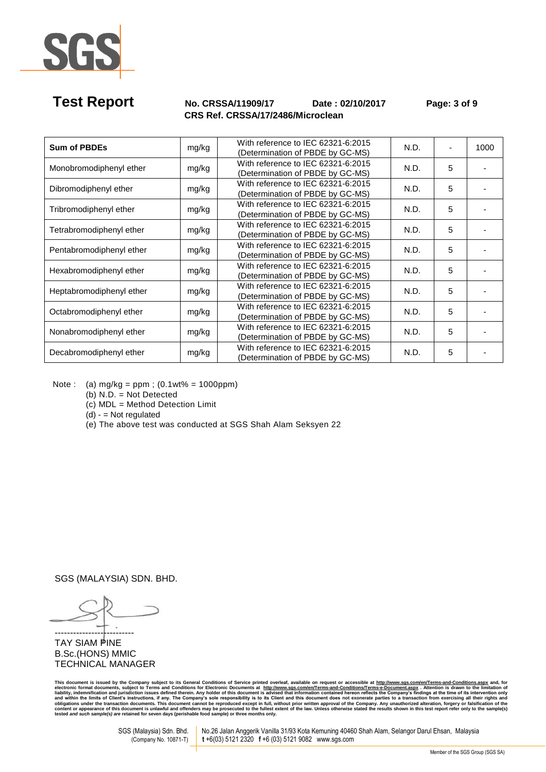## Test Report

**No. CRSSA/11909/17** **Date : 02/10/2017**
**CRS Ref. CRSSA/17/2486/Microclean**

| | | | | | |
|---|---|---|---|---|---|
| **Sum of PBDEs** | mg/kg | With reference to IEC 62321-6:2015 (Determination of PBDE by GC-MS) | N.D. | - | 1000 |
| Monobromodiphenyl ether | mg/kg | With reference to IEC 62321-6:2015 (Determination of PBDE by GC-MS) | N.D. | 5 | - |
| Dibromodiphenyl ether | mg/kg | With reference to IEC 62321-6:2015 (Determination of PBDE by GC-MS) | N.D. | 5 | - |
| Tribromodiphenyl ether | mg/kg | With reference to IEC 62321-6:2015 (Determination of PBDE by GC-MS) | N.D. | 5 | - |
| Tetrabromodiphenyl ether | mg/kg | With reference to IEC 62321-6:2015 (Determination of PBDE by GC-MS) | N.D. | 5 | - |
| Pentabromodiphenyl ether | mg/kg | With reference to IEC 62321-6:2015 (Determination of PBDE by GC-MS) | N.D. | 5 | - |
| Hexabromodiphenyl ether | mg/kg | With reference to IEC 62321-6:2015 (Determination of PBDE by GC-MS) | N.D. | 5 | - |
| Heptabromodiphenyl ether | mg/kg | With reference to IEC 62321-6:2015 (Determination of PBDE by GC-MS) | N.D. | 5 | - |
| Octabromodiphenyl ether | mg/kg | With reference to IEC 62321-6:2015 (Determination of PBDE by GC-MS) | N.D. | 5 | - |
| Nonabromodiphenyl ether | mg/kg | With reference to IEC 62321-6:2015 (Determination of PBDE by GC-MS) | N.D. | 5 | - |
| Decabromodiphenyl ether | mg/kg | With reference to IEC 62321-6:2015 (Determination of PBDE by GC-MS) | N.D. | 5 | - |

Note :
(a) mg/kg = ppm ; (0.1wt% = 1000ppm)
(b) N.D. = Not Detected
(c) MDL = Method Detection Limit
(d) - = Not regulated
(e) The above test was conducted at SGS Shah Alam Seksyen 22

SGS (MALAYSIA) SDN. BHD.

--------------------------
TAY SIAM PINE
B.Sc.(HONS) MMIC
TECHNICAL MANAGER

This document is issued by the Company subject to its General Conditions of Service printed overleaf, available on request or accessible at http://www.sgs.com/en/Terms-and-Conditions.aspx and, for electronic format documents, subject to Terms and Conditions for Electronic Documents at http://www.sgs.com/en/Terms-and-Conditions/Terms-e-Document.aspx . Attention is drawn to the limitation of liability, indemnification and jurisdiction issues defined therein. Any holder of this document is advised that information contained hereon reflects the Company's findings at the time of its intervention only and within the limits of Client's instructions, if any. The Company's sole responsibility is to its Client and this document does not exonerate parties to a transaction from exercising all their rights and obligations under the transaction documents. This document cannot be reproduced except in full, without prior written approval of the Company. Any unauthorized alteration, forgery or falsification of the content or appearance of this document is unlawful and offenders may be prosecuted to the fullest extent of the law. Unless otherwise stated the results shown in this test report refer only to the sample(s) tested *and such sample(s) are* retained for seven days (perishable food sample) or three months only.

SGS (Malaysia) Sdn. Bhd. (Company No. 10871-T) | No.26 Jalan Anggerik Vanilla 31/93 Kota Kemuning 40460 Shah Alam, Selangor Darul Ehsan, Malaysia **t** +6(03) 5121 2320 **f** +6 (03) 5121 9082 www.sgs.com

Member of the SGS Group (SGS SA)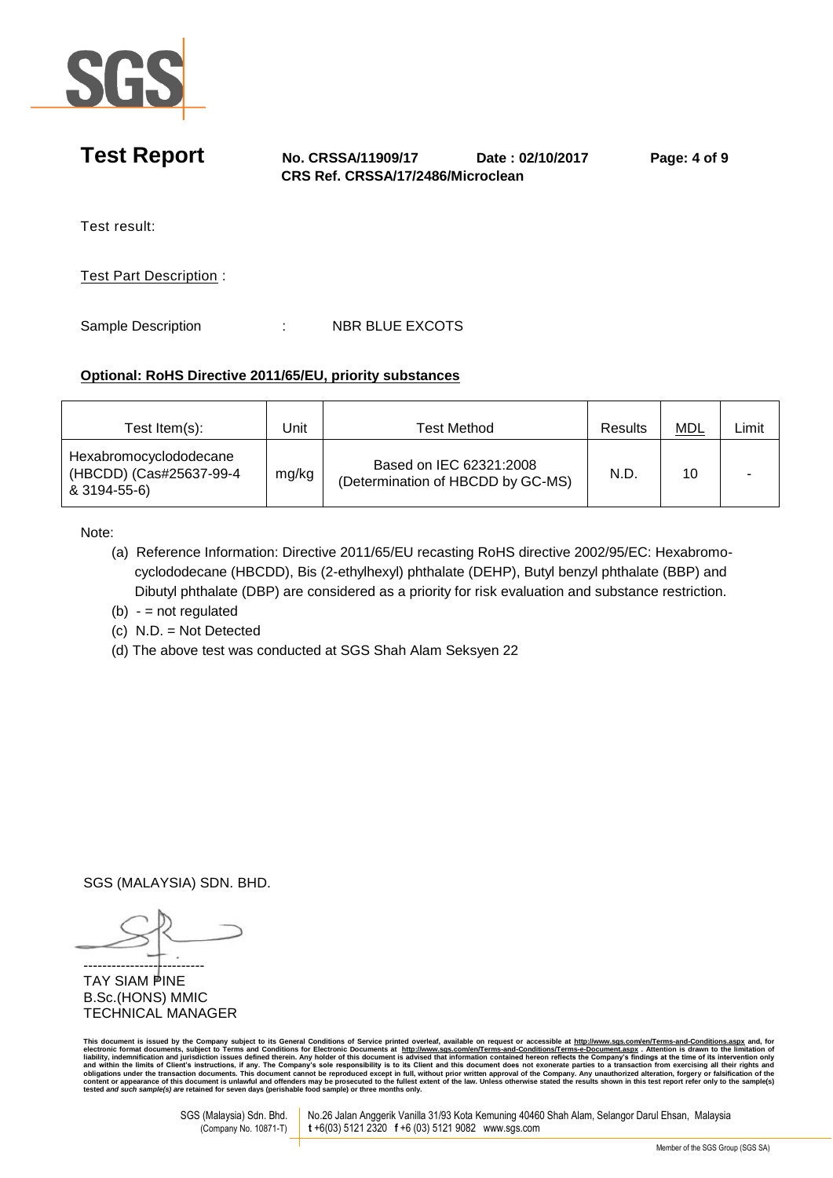# Test Report

**No. CRSSA/11909/17** **Date : 02/10/2017**
**CRS Ref. CRSSA/17/2486/Microclean**

Test result:

Test Part Description :

Sample Description : NBR BLUE EXCOTS

**Optional: RoHS Directive 2011/65/EU, priority substances**

| Test Item(s): | Unit | Test Method | Results | MDL | Limit |
|---|---|---|---|---|---|
| Hexabromocyclododecane (HBCDD) (Cas#25637-99-4 & 3194-55-6) | mg/kg | Based on IEC 62321:2008 (Determination of HBCDD by GC-MS) | N.D. | 10 | - |

Note:

(a) Reference Information: Directive 2011/65/EU recasting RoHS directive 2002/95/EC: Hexabromo-cyclododecane (HBCDD), Bis (2-ethylhexyl) phthalate (DEHP), Butyl benzyl phthalate (BBP) and Dibutyl phthalate (DBP) are considered as a priority for risk evaluation and substance restriction.

(b) - = not regulated

(c) N.D. = Not Detected

(d) The above test was conducted at SGS Shah Alam Seksyen 22

SGS (MALAYSIA) SDN. BHD.

---------------------------

TAY SIAM PINE
B.Sc.(HONS) MMIC
TECHNICAL MANAGER

This document is issued by the Company subject to its General Conditions of Service printed overleaf, available on request or accessible at http://www.sgs.com/en/Terms-and-Conditions.aspx and, for electronic format documents, subject to Terms and Conditions for Electronic Documents at http://www.sgs.com/en/Terms-and-Conditions/Terms-e-Document.aspx . Attention is drawn to the limitation of liability, indemnification and jurisdiction issues defined therein. Any holder of this document is advised that information contained hereon reflects the Company's findings at the time of its intervention only and within the limits of Client's instructions, if any. The Company's sole responsibility is to its Client and this document does not exonerate parties to a transaction from exercising all their rights and obligations under the transaction documents. This document cannot be reproduced except in full, without prior written approval of the Company. Any unauthorized alteration, forgery or falsification of the content or appearance of this document is unlawful and offenders may be prosecuted to the fullest extent of the law. Unless otherwise stated the results shown in this test report refer only to the sample(s) tested *and such sample(s) are* retained for seven days (perishable food sample) or three months only.

SGS (Malaysia) Sdn. Bhd. (Company No. 10871-T) | No.26 Jalan Anggerik Vanilla 31/93 Kota Kemuning 40460 Shah Alam, Selangor Darul Ehsan, Malaysia **t** +6(03) 5121 2320 **f** +6 (03) 5121 9082 www.sgs.com

Member of the SGS Group (SGS SA)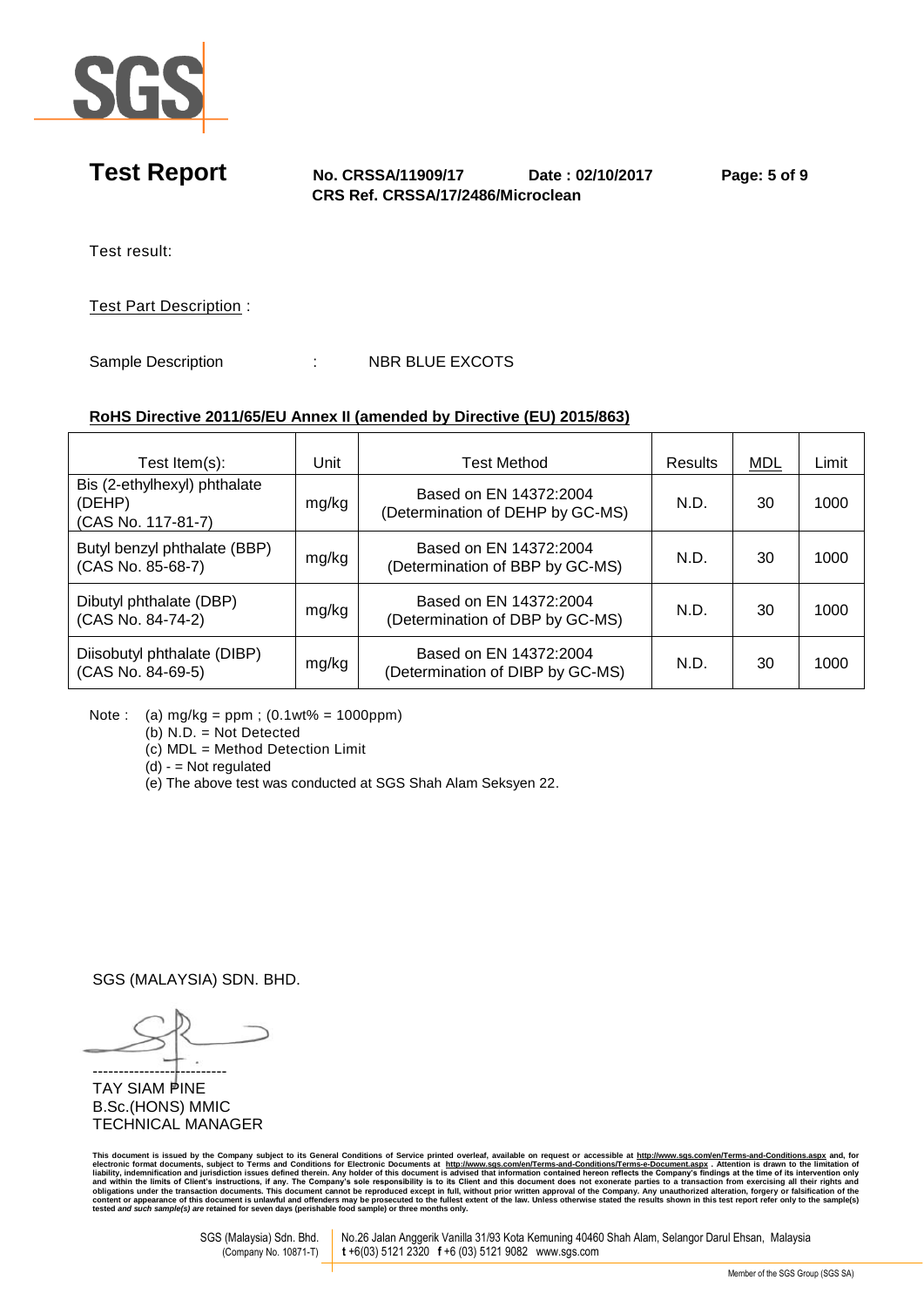# Test Report

**No. CRSSA/11909/17** **Date : 02/10/2017**
**CRS Ref. CRSSA/17/2486/Microclean**

Test result:

Test Part Description :

Sample Description : NBR BLUE EXCOTS

**RoHS Directive 2011/65/EU Annex II (amended by Directive (EU) 2015/863)**

| Test Item(s): | Unit | Test Method | Results | MDL | Limit |
|---|---|---|---|---|---|
| Bis (2-ethylhexyl) phthalate (DEHP) (CAS No. 117-81-7) | mg/kg | Based on EN 14372:2004 (Determination of DEHP by GC-MS) | N.D. | 30 | 1000 |
| Butyl benzyl phthalate (BBP) (CAS No. 85-68-7) | mg/kg | Based on EN 14372:2004 (Determination of BBP by GC-MS) | N.D. | 30 | 1000 |
| Dibutyl phthalate (DBP) (CAS No. 84-74-2) | mg/kg | Based on EN 14372:2004 (Determination of DBP by GC-MS) | N.D. | 30 | 1000 |
| Diisobutyl phthalate (DIBP) (CAS No. 84-69-5) | mg/kg | Based on EN 14372:2004 (Determination of DIBP by GC-MS) | N.D. | 30 | 1000 |

Note : (a) mg/kg = ppm ; (0.1wt% = 1000ppm)
(b) N.D. = Not Detected
(c) MDL = Method Detection Limit
(d) - = Not regulated
(e) The above test was conducted at SGS Shah Alam Seksyen 22.

SGS (MALAYSIA) SDN. BHD.

---------------------------
TAY SIAM PINE
B.Sc.(HONS) MMIC
TECHNICAL MANAGER

This document is issued by the Company subject to its General Conditions of Service printed overleaf, available on request or accessible at http://www.sgs.com/en/Terms-and-Conditions.aspx and, for electronic format documents, subject to Terms and Conditions for Electronic Documents at http://www.sgs.com/en/Terms-and-Conditions/Terms-e-Document.aspx . Attention is drawn to the limitation of liability, indemnification and jurisdiction issues defined therein. Any holder of this document is advised that information contained hereon reflects the Company's findings at the time of its intervention only and within the limits of Client's instructions, if any. The Company's sole responsibility is to its Client and this document does not exonerate parties to a transaction from exercising all their rights and obligations under the transaction documents. This document cannot be reproduced except in full, without prior written approval of the Company. Any unauthorized alteration, forgery or falsification of the content or appearance of this document is unlawful and offenders may be prosecuted to the fullest extent of the law. Unless otherwise stated the results shown in this test report refer only to the sample(s) tested *and such sample(s) are* retained for seven days (perishable food sample) or three months only.

SGS (Malaysia) Sdn. Bhd. (Company No. 10871-T) | No.26 Jalan Anggerik Vanilla 31/93 Kota Kemuning 40460 Shah Alam, Selangor Darul Ehsan, Malaysia **t** +6(03) 5121 2320 **f** +6 (03) 5121 9082 www.sgs.com

Member of the SGS Group (SGS SA)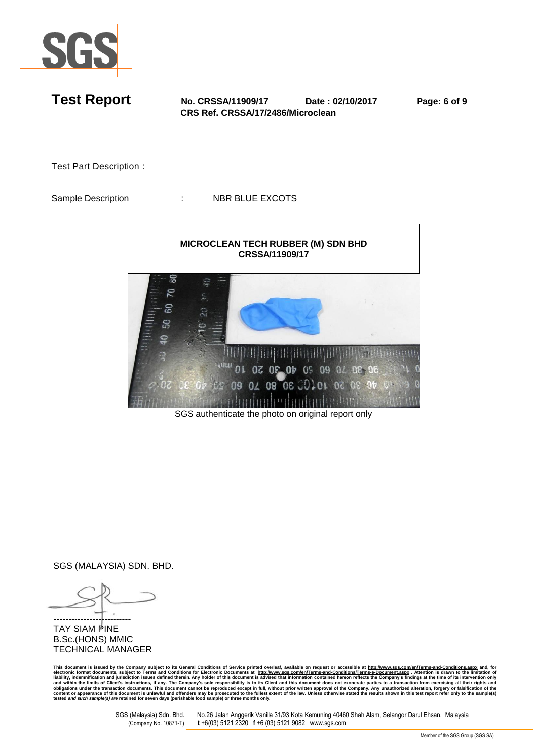**Test Report** **No. CRSSA/11909/17** **Date : 02/10/2017**

**CRS Ref. CRSSA/17/2486/Microclean**

Test Part Description :

Sample Description : NBR BLUE EXCOTS

**MICROCLEAN TECH RUBBER (M) SDN BHD**
**CRSSA/11909/17**

SGS authenticate the photo on original report only

SGS (MALAYSIA) SDN. BHD.

TAY SIAM PINE
B.Sc.(HONS) MMIC
TECHNICAL MANAGER

This document is issued by the Company subject to its General Conditions of Service printed overleaf, available on request or accessible at http://www.sgs.com/en/Terms-and-Conditions.aspx and, for electronic format documents, subject to Terms and Conditions for Electronic Documents at http://www.sgs.com/en/Terms-and-Conditions/Terms-e-Document.aspx . Attention is drawn to the limitation of liability, indemnification and jurisdiction issues defined therein. Any holder of this document is advised that information contained hereon reflects the Company's findings at the time of its intervention only and within the limits of Client's instructions, if any. The Company's sole responsibility is to its Client and this document does not exonerate parties to a transaction from exercising all their rights and obligations under the transaction documents. This document cannot be reproduced except in full, without prior written approval of the Company. Any unauthorized alteration, forgery or falsification of the content or appearance of this document is unlawful and offenders may be prosecuted to the fullest extent of the law. Unless otherwise stated the results shown in this test report refer only to the sample(s) tested *and such sample(s) are* retained for seven days (perishable food sample) or three months only.

SGS (Malaysia) Sdn. Bhd. (Company No. 10871-T) | No.26 Jalan Anggerik Vanilla 31/93 Kota Kemuning 40460 Shah Alam, Selangor Darul Ehsan, Malaysia **t** +6(03) 5121 2320 **f** +6 (03) 5121 9082 www.sgs.com

Member of the SGS Group (SGS SA)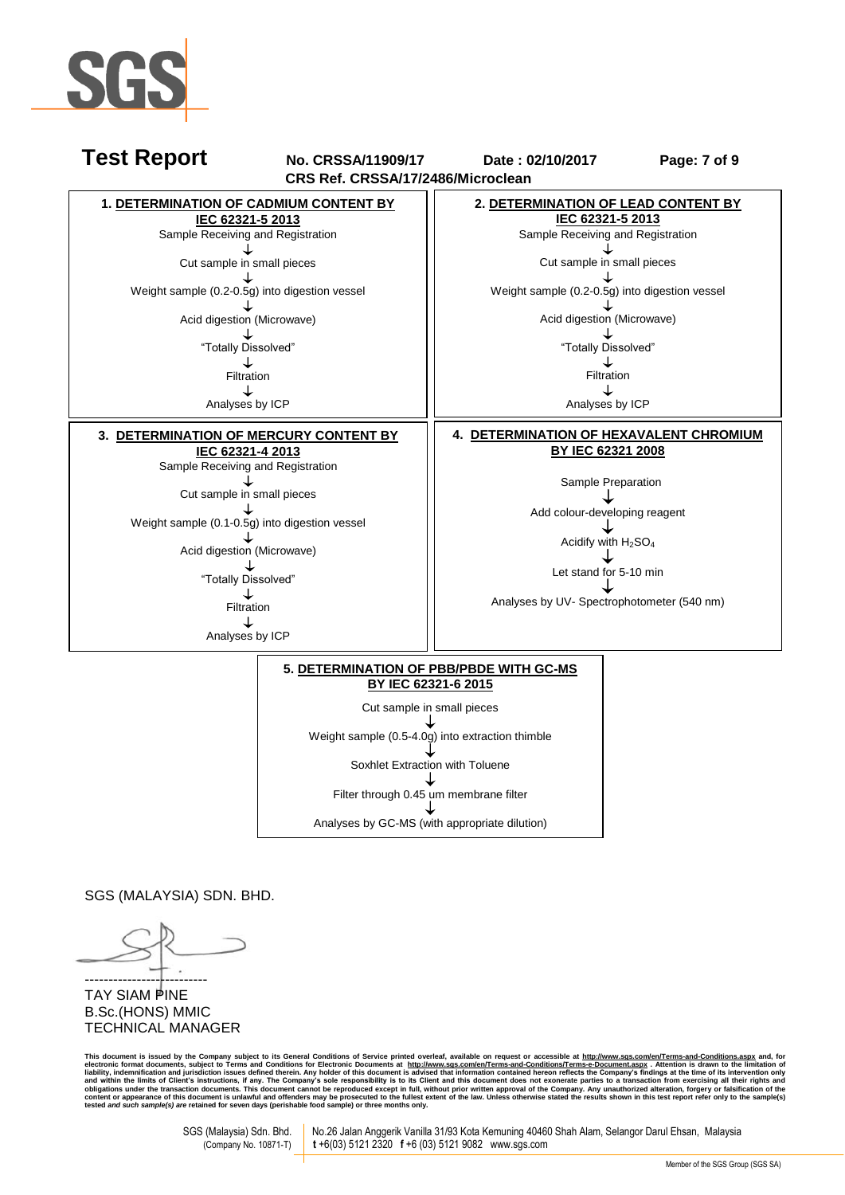# Test Report

**No. CRSSA/11909/17** **Date : 02/10/2017**

**CRS Ref. CRSSA/17/2486/Microclean**

### 1. DETERMINATION OF CADMIUM CONTENT BY IEC 62321-5 2013

Sample Receiving and Registration
↓
Cut sample in small pieces
↓
Weight sample (0.2-0.5g) into digestion vessel
↓
Acid digestion (Microwave)
↓
"Totally Dissolved"
↓
Filtration
↓
Analyses by ICP

### 2. DETERMINATION OF LEAD CONTENT BY IEC 62321-5 2013

Sample Receiving and Registration
↓
Cut sample in small pieces
↓
Weight sample (0.2-0.5g) into digestion vessel
↓
Acid digestion (Microwave)
↓
"Totally Dissolved"
↓
Filtration
↓
Analyses by ICP

### 3. DETERMINATION OF MERCURY CONTENT BY IEC 62321-4 2013

Sample Receiving and Registration
↓
Cut sample in small pieces
↓
Weight sample (0.1-0.5g) into digestion vessel
↓
Acid digestion (Microwave)
↓
"Totally Dissolved"
↓
Filtration
↓
Analyses by ICP

### 4. DETERMINATION OF HEXAVALENT CHROMIUM BY IEC 62321 2008

Sample Preparation
↓
Add colour-developing reagent
↓
Acidify with $H_2SO_4$
↓
Let stand for 5-10 min
↓
Analyses by UV- Spectrophotometer (540 nm)

### 5. DETERMINATION OF PBB/PBDE WITH GC-MS BY IEC 62321-6 2015

Cut sample in small pieces
↓
Weight sample (0.5-4.0g) into extraction thimble
↓
Soxhlet Extraction with Toluene
↓
Filter through 0.45 um membrane filter
↓
Analyses by GC-MS (with appropriate dilution)

SGS (MALAYSIA) SDN. BHD.

---------------------------

TAY SIAM PINE
B.Sc.(HONS) MMIC
TECHNICAL MANAGER

This document is issued by the Company subject to its General Conditions of Service printed overleaf, available on request or accessible at http://www.sgs.com/en/Terms-and-Conditions.aspx and, for electronic format documents, subject to Terms and Conditions for Electronic Documents at http://www.sgs.com/en/Terms-and-Conditions/Terms-e-Document.aspx . Attention is drawn to the limitation of liability, indemnification and jurisdiction issues defined therein. Any holder of this document is advised that information contained hereon reflects the Company's findings at the time of its intervention only and within the limits of Client's instructions, if any. The Company's sole responsibility is to its Client and this document does not exonerate parties to a transaction from exercising all their rights and obligations under the transaction documents. This document cannot be reproduced except in full, without prior written approval of the Company. Any unauthorized alteration, forgery or falsification of the content or appearance of this document is unlawful and offenders may be prosecuted to the fullest extent of the law. Unless otherwise stated the results shown in this test report refer only to the sample(s) tested *and such sample(s) are* retained for seven days (perishable food sample) or three months only.

SGS (Malaysia) Sdn. Bhd. (Company No. 10871-T) | No.26 Jalan Anggerik Vanilla 31/93 Kota Kemuning 40460 Shah Alam, Selangor Darul Ehsan, Malaysia **t** +6(03) 5121 2320 **f** +6 (03) 5121 9082 www.sgs.com

Member of the SGS Group (SGS SA)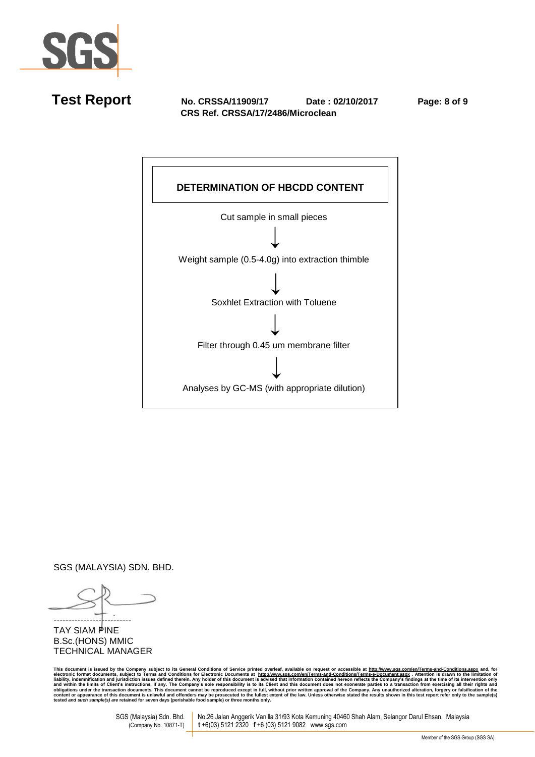# Test Report

**No. CRSSA/11909/17** **Date : 02/10/2017**
**CRS Ref. CRSSA/17/2486/Microclean**

## DETERMINATION OF HBCDD CONTENT

Cut sample in small pieces

↓

Weight sample (0.5-4.0g) into extraction thimble

↓

Soxhlet Extraction with Toluene

↓

Filter through 0.45 um membrane filter

↓

Analyses by GC-MS (with appropriate dilution)

SGS (MALAYSIA) SDN. BHD.

---------------------------

TAY SIAM PINE
B.Sc.(HONS) MMIC
TECHNICAL MANAGER

This document is issued by the Company subject to its General Conditions of Service printed overleaf, available on request or accessible at http://www.sgs.com/en/Terms-and-Conditions.aspx and, for electronic format documents, subject to Terms and Conditions for Electronic Documents at http://www.sgs.com/en/Terms-and-Conditions/Terms-e-Document.aspx . Attention is drawn to the limitation of liability, indemnification and jurisdiction issues defined therein. Any holder of this document is advised that information contained hereon reflects the Company's findings at the time of its intervention only and within the limits of Client's instructions, if any. The Company's sole responsibility is to its Client and this document does not exonerate parties to a transaction from exercising all their rights and obligations under the transaction documents. This document cannot be reproduced except in full, without prior written approval of the Company. Any unauthorized alteration, forgery or falsification of the content or appearance of this document is unlawful and offenders may be prosecuted to the fullest extent of the law. Unless otherwise stated the results shown in this test report refer only to the sample(s) tested *and such sample(s) are* retained for seven days (perishable food sample) or three months only.

SGS (Malaysia) Sdn. Bhd. (Company No. 10871-T) | No.26 Jalan Anggerik Vanilla 31/93 Kota Kemuning 40460 Shah Alam, Selangor Darul Ehsan, Malaysia **t** +6(03) 5121 2320 **f** +6 (03) 5121 9082 www.sgs.com

Member of the SGS Group (SGS SA)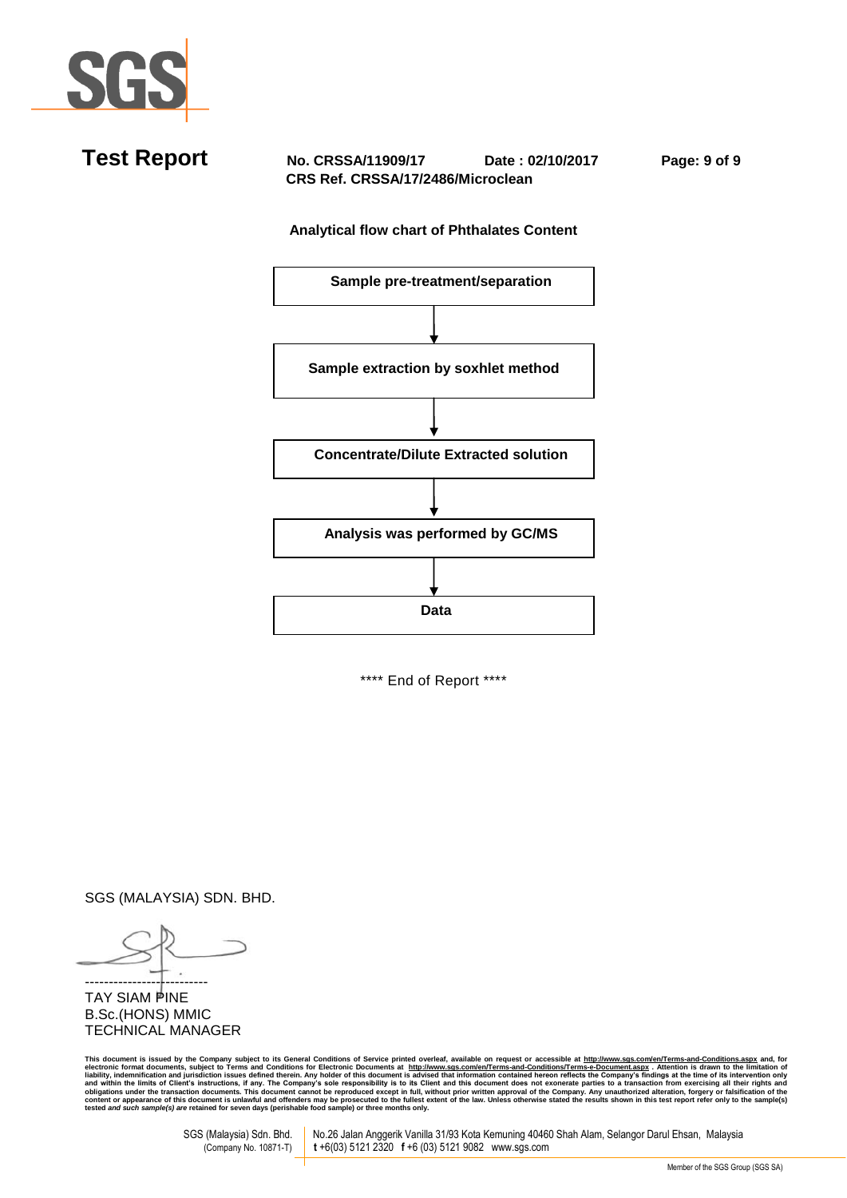# Test Report

**No. CRSSA/11909/17** **Date : 02/10/2017**
**CRS Ref. CRSSA/17/2486/Microclean**

**Analytical flow chart of Phthalates Content**

**Sample pre-treatment/separation**

↓

**Sample extraction by soxhlet method**

↓

**Concentrate/Dilute Extracted solution**

↓

**Analysis was performed by GC/MS**

↓

**Data**

**** End of Report ****

SGS (MALAYSIA) SDN. BHD.

--------------------------

TAY SIAM PINE
B.Sc.(HONS) MMIC
TECHNICAL MANAGER

This document is issued by the Company subject to its General Conditions of Service printed overleaf, available on request or accessible at http://www.sgs.com/en/Terms-and-Conditions.aspx and, for electronic format documents, subject to Terms and Conditions for Electronic Documents at http://www.sgs.com/en/Terms-and-Conditions/Terms-e-Document.aspx . Attention is drawn to the limitation of liability, indemnification and jurisdiction issues defined therein. Any holder of this document is advised that information contained hereon reflects the Company's findings at the time of its intervention only and within the limits of Client's instructions, if any. The Company's sole responsibility is to its Client and this document does not exonerate parties to a transaction from exercising all their rights and obligations under the transaction documents. This document cannot be reproduced except in full, without prior written approval of the Company. Any unauthorized alteration, forgery or falsification of the content or appearance of this document is unlawful and offenders may be prosecuted to the fullest extent of the law. Unless otherwise stated the results shown in this test report refer only to the sample(s) tested *and such sample(s) are* retained for seven days (perishable food sample) or three months only.

SGS (Malaysia) Sdn. Bhd. (Company No. 10871-T) | No.26 Jalan Anggerik Vanilla 31/93 Kota Kemuning 40460 Shah Alam, Selangor Darul Ehsan, Malaysia **t** +6(03) 5121 2320 **f** +6 (03) 5121 9082 www.sgs.com

Member of the SGS Group (SGS SA)